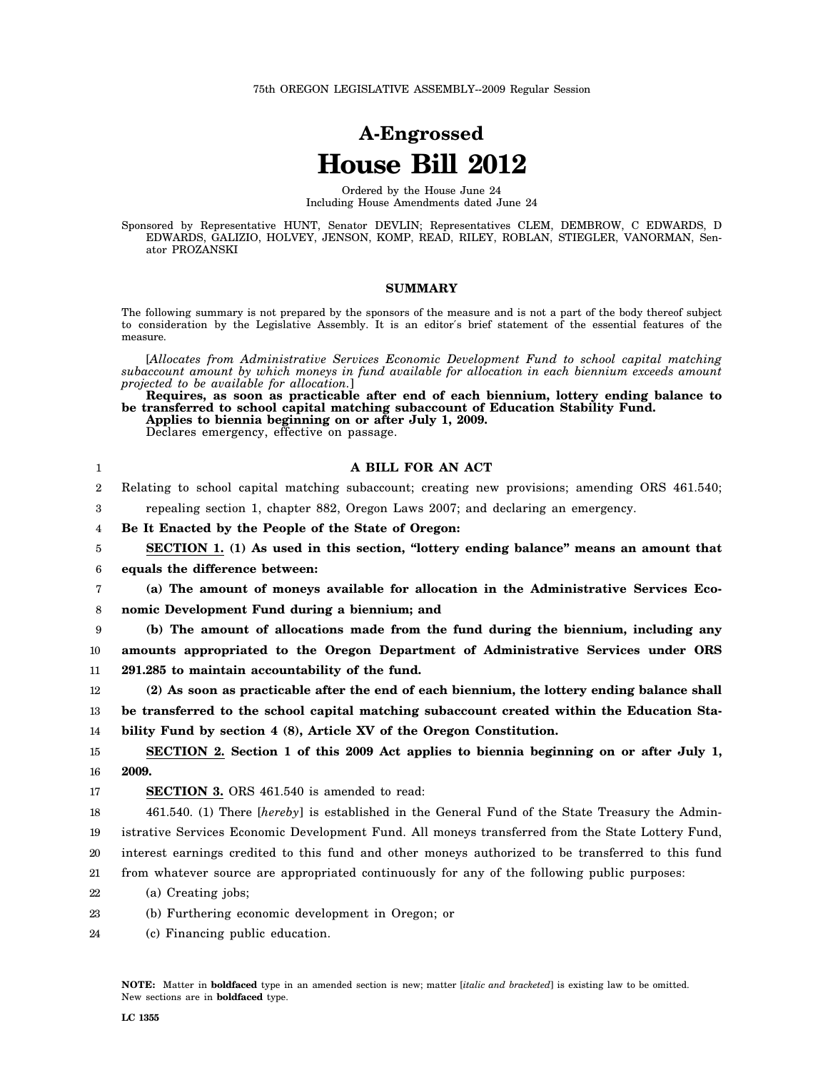75th OREGON LEGISLATIVE ASSEMBLY--2009 Regular Session

# A-Engrossed
# House Bill 2012

Ordered by the House June 24
Including House Amendments dated June 24

Sponsored by Representative HUNT, Senator DEVLIN; Representatives CLEM, DEMBROW, C EDWARDS, D EDWARDS, GALIZIO, HOLVEY, JENSON, KOMP, READ, RILEY, ROBLAN, STIEGLER, VANORMAN, Senator PROZANSKI

## SUMMARY

The following summary is not prepared by the sponsors of the measure and is not a part of the body thereof subject to consideration by the Legislative Assembly. It is an editor's brief statement of the essential features of the measure.

[*Allocates from Administrative Services Economic Development Fund to school capital matching subaccount amount by which moneys in fund available for allocation in each biennium exceeds amount projected to be available for allocation.*]

**Requires, as soon as practicable after end of each biennium, lottery ending balance to be transferred to school capital matching subaccount of Education Stability Fund.**

**Applies to biennia beginning on or after July 1, 2009.**

Declares emergency, effective on passage.

**A BILL FOR AN ACT**

Relating to school capital matching subaccount; creating new provisions; amending ORS 461.540; repealing section 1, chapter 882, Oregon Laws 2007; and declaring an emergency.

**Be It Enacted by the People of the State of Oregon:**

**SECTION 1. (1) As used in this section, "lottery ending balance" means an amount that equals the difference between:**

**(a) The amount of moneys available for allocation in the Administrative Services Economic Development Fund during a biennium; and**

**(b) The amount of allocations made from the fund during the biennium, including any amounts appropriated to the Oregon Department of Administrative Services under ORS 291.285 to maintain accountability of the fund.**

**(2) As soon as practicable after the end of each biennium, the lottery ending balance shall be transferred to the school capital matching subaccount created within the Education Stability Fund by section 4 (8), Article XV of the Oregon Constitution.**

**SECTION 2. Section 1 of this 2009 Act applies to biennia beginning on or after July 1, 2009.**

**SECTION 3.** ORS 461.540 is amended to read:

461.540. (1) There [*hereby*] is established in the General Fund of the State Treasury the Administrative Services Economic Development Fund. All moneys transferred from the State Lottery Fund, interest earnings credited to this fund and other moneys authorized to be transferred to this fund from whatever source are appropriated continuously for any of the following public purposes:

(a) Creating jobs;

(b) Furthering economic development in Oregon; or

(c) Financing public education.

**NOTE:** Matter in **boldfaced** type in an amended section is new; matter [*italic and bracketed*] is existing law to be omitted. New sections are in **boldfaced** type.

LC 1355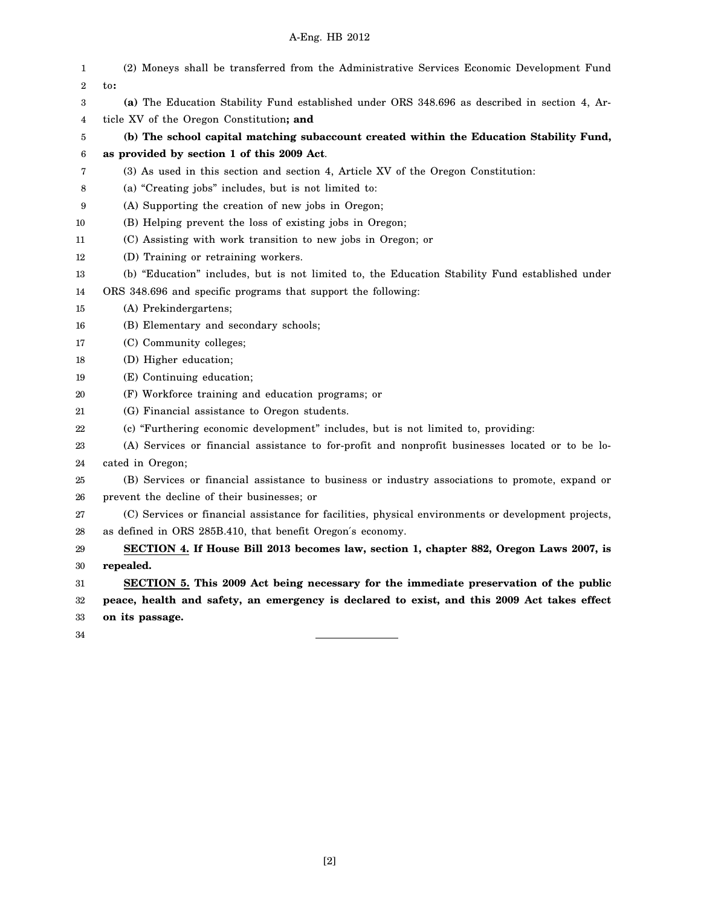(2) Moneys shall be transferred from the Administrative Services Economic Development Fund to**:**

**(a)** The Education Stability Fund established under ORS 348.696 as described in section 4, Article XV of the Oregon Constitution**; and**

**(b) The school capital matching subaccount created within the Education Stability Fund, as provided by section 1 of this 2009 Act**.

(3) As used in this section and section 4, Article XV of the Oregon Constitution:

(a) "Creating jobs" includes, but is not limited to:

(A) Supporting the creation of new jobs in Oregon;

(B) Helping prevent the loss of existing jobs in Oregon;

(C) Assisting with work transition to new jobs in Oregon; or

(D) Training or retraining workers.

(b) "Education" includes, but is not limited to, the Education Stability Fund established under ORS 348.696 and specific programs that support the following:

(A) Prekindergartens;

(B) Elementary and secondary schools;

(C) Community colleges;

(D) Higher education;

(E) Continuing education;

(F) Workforce training and education programs; or

(G) Financial assistance to Oregon students.

(c) "Furthering economic development" includes, but is not limited to, providing:

(A) Services or financial assistance to for-profit and nonprofit businesses located or to be located in Oregon;

(B) Services or financial assistance to business or industry associations to promote, expand or prevent the decline of their businesses; or

(C) Services or financial assistance for facilities, physical environments or development projects, as defined in ORS 285B.410, that benefit Oregon's economy.

**SECTION 4. If House Bill 2013 becomes law, section 1, chapter 882, Oregon Laws 2007, is repealed.**

**SECTION 5. This 2009 Act being necessary for the immediate preservation of the public peace, health and safety, an emergency is declared to exist, and this 2009 Act takes effect on its passage.**